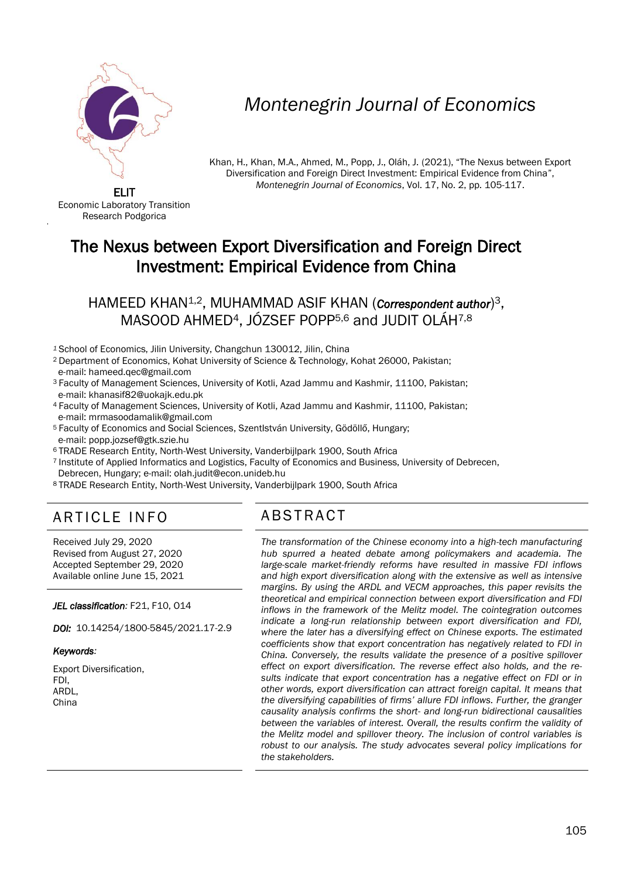ELIT
Economic Laboratory Transition
Research Podgorica

# Montenegrin Journal of Economics

Khan, H., Khan, M.A., Ahmed, M., Popp, J., Oláh, J. (2021), "The Nexus between Export Diversification and Foreign Direct Investment: Empirical Evidence from China", *Montenegrin Journal of Economics*, Vol. 17, No. 2, pp. 105-117.

# The Nexus between Export Diversification and Foreign Direct Investment: Empirical Evidence from China

HAMEED KHAN[1,2], MUHAMMAD ASIF KHAN (***Correspondent author***)[3], MASOOD AHMED[4], JÓZSEF POPP[5,6] and JUDIT OLÁH[7,8]

[1] School of Economics, Jilin University, Changchun 130012, Jilin, China
[2] Department of Economics, Kohat University of Science & Technology, Kohat 26000, Pakistan; e-mail: hameed.qec@gmail.com
[3] Faculty of Management Sciences, University of Kotli, Azad Jammu and Kashmir, 11100, Pakistan; e-mail: khanasif82@uokajk.edu.pk
[4] Faculty of Management Sciences, University of Kotli, Azad Jammu and Kashmir, 11100, Pakistan; e-mail: mrmasoodamalik@gmail.com
[5] Faculty of Economics and Social Sciences, SzentIstván University, Gödöllő, Hungary; e-mail: popp.jozsef@gtk.szie.hu
[6] TRADE Research Entity, North-West University, Vanderbijlpark 1900, South Africa
[7] Institute of Applied Informatics and Logistics, Faculty of Economics and Business, University of Debrecen, Debrecen, Hungary; e-mail: olah.judit@econ.unideb.hu
[8] TRADE Research Entity, North-West University, Vanderbijlpark 1900, South Africa

## ARTICLE INFO

Received July 29, 2020
Revised from August 27, 2020
Accepted September 29, 2020
Available online June 15, 2021

***JEL classification:*** F21, F10, O14

***DOI:*** 10.14254/1800-5845/2021.17-2.9

***Keywords:***

Export Diversification,
FDI,
ARDL,
China

## ABSTRACT

*The transformation of the Chinese economy into a high-tech manufacturing hub spurred a heated debate among policymakers and academia. The large-scale market-friendly reforms have resulted in massive FDI inflows and high export diversification along with the extensive as well as intensive margins. By using the ARDL and VECM approaches, this paper revisits the theoretical and empirical connection between export diversification and FDI inflows in the framework of the Melitz model. The cointegration outcomes indicate a long-run relationship between export diversification and FDI, where the later has a diversifying effect on Chinese exports. The estimated coefficients show that export concentration has negatively related to FDI in China. Conversely, the results validate the presence of a positive spillover effect on export diversification. The reverse effect also holds, and the results indicate that export concentration has a negative effect on FDI or in other words, export diversification can attract foreign capital. It means that the diversifying capabilities of firms' allure FDI inflows. Further, the granger causality analysis confirms the short- and long-run bidirectional causalities between the variables of interest. Overall, the results confirm the validity of the Melitz model and spillover theory. The inclusion of control variables is robust to our analysis. The study advocates several policy implications for the stakeholders.*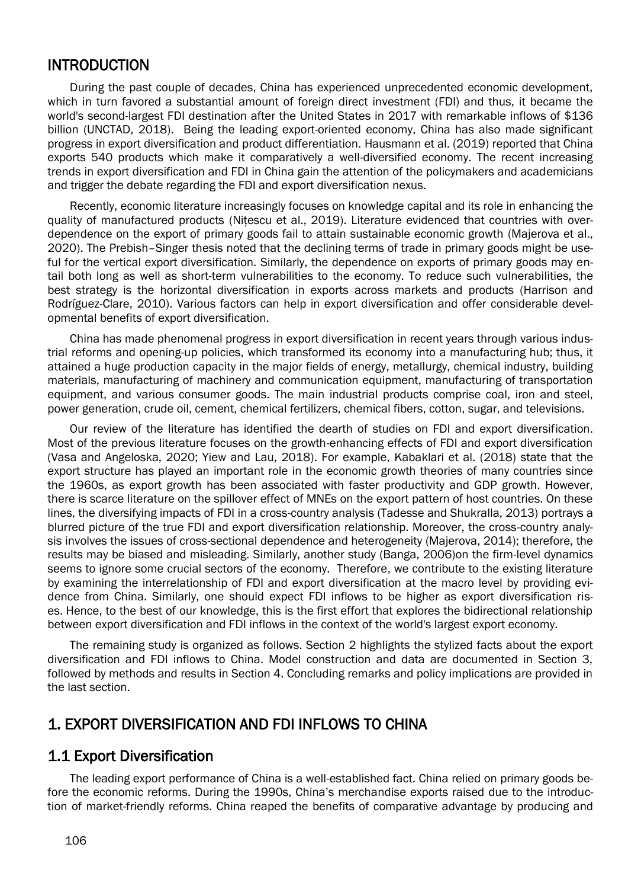## INTRODUCTION

During the past couple of decades, China has experienced unprecedented economic development, which in turn favored a substantial amount of foreign direct investment (FDI) and thus, it became the world's second-largest FDI destination after the United States in 2017 with remarkable inflows of $136 billion (UNCTAD, 2018). Being the leading export-oriented economy, China has also made significant progress in export diversification and product differentiation. Hausmann et al. (2019) reported that China exports 540 products which make it comparatively a well-diversified economy. The recent increasing trends in export diversification and FDI in China gain the attention of the policymakers and academicians and trigger the debate regarding the FDI and export diversification nexus.

Recently, economic literature increasingly focuses on knowledge capital and its role in enhancing the quality of manufactured products (Nițescu et al., 2019). Literature evidenced that countries with over-dependence on the export of primary goods fail to attain sustainable economic growth (Majerova et al., 2020). The Prebish–Singer thesis noted that the declining terms of trade in primary goods might be useful for the vertical export diversification. Similarly, the dependence on exports of primary goods may entail both long as well as short-term vulnerabilities to the economy. To reduce such vulnerabilities, the best strategy is the horizontal diversification in exports across markets and products (Harrison and Rodríguez-Clare, 2010). Various factors can help in export diversification and offer considerable developmental benefits of export diversification.

China has made phenomenal progress in export diversification in recent years through various industrial reforms and opening-up policies, which transformed its economy into a manufacturing hub; thus, it attained a huge production capacity in the major fields of energy, metallurgy, chemical industry, building materials, manufacturing of machinery and communication equipment, manufacturing of transportation equipment, and various consumer goods. The main industrial products comprise coal, iron and steel, power generation, crude oil, cement, chemical fertilizers, chemical fibers, cotton, sugar, and televisions.

Our review of the literature has identified the dearth of studies on FDI and export diversification. Most of the previous literature focuses on the growth-enhancing effects of FDI and export diversification (Vasa and Angeloska, 2020; Yiew and Lau, 2018). For example, Kabaklari et al. (2018) state that the export structure has played an important role in the economic growth theories of many countries since the 1960s, as export growth has been associated with faster productivity and GDP growth. However, there is scarce literature on the spillover effect of MNEs on the export pattern of host countries. On these lines, the diversifying impacts of FDI in a cross-country analysis (Tadesse and Shukralla, 2013) portrays a blurred picture of the true FDI and export diversification relationship. Moreover, the cross-country analysis involves the issues of cross-sectional dependence and heterogeneity (Majerova, 2014); therefore, the results may be biased and misleading. Similarly, another study (Banga, 2006)on the firm-level dynamics seems to ignore some crucial sectors of the economy. Therefore, we contribute to the existing literature by examining the interrelationship of FDI and export diversification at the macro level by providing evidence from China. Similarly, one should expect FDI inflows to be higher as export diversification rises. Hence, to the best of our knowledge, this is the first effort that explores the bidirectional relationship between export diversification and FDI inflows in the context of the world's largest export economy.

The remaining study is organized as follows. Section 2 highlights the stylized facts about the export diversification and FDI inflows to China. Model construction and data are documented in Section 3, followed by methods and results in Section 4. Concluding remarks and policy implications are provided in the last section.

## 1. EXPORT DIVERSIFICATION AND FDI INFLOWS TO CHINA

### 1.1 Export Diversification

The leading export performance of China is a well-established fact. China relied on primary goods before the economic reforms. During the 1990s, China's merchandise exports raised due to the introduction of market-friendly reforms. China reaped the benefits of comparative advantage by producing and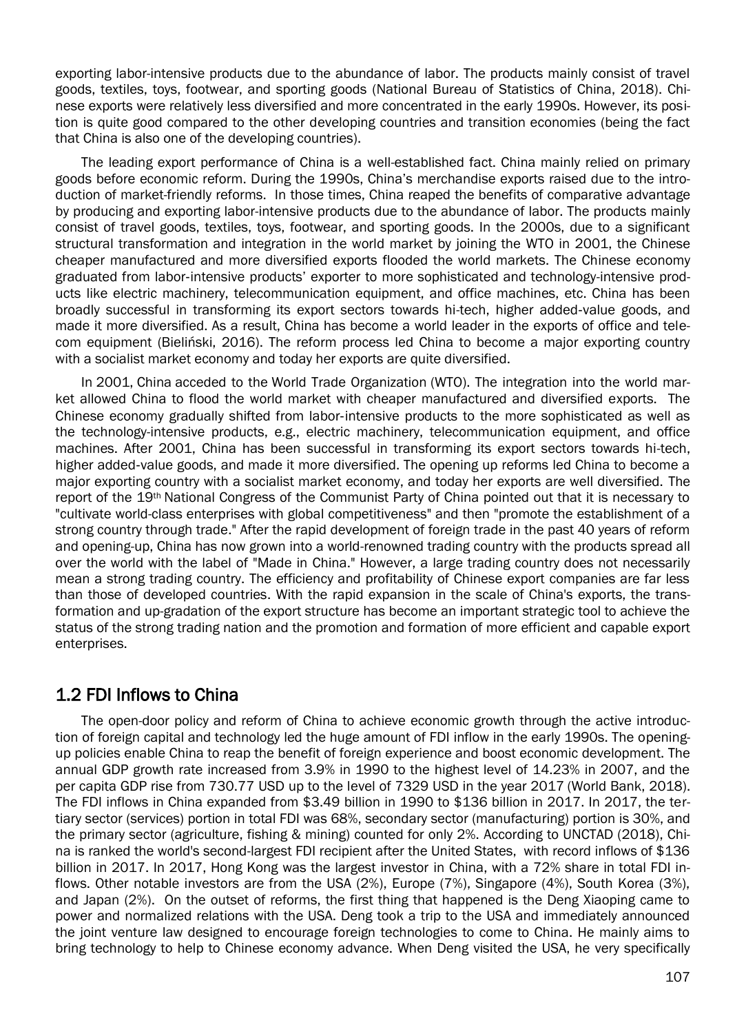exporting labor-intensive products due to the abundance of labor. The products mainly consist of travel goods, textiles, toys, footwear, and sporting goods (National Bureau of Statistics of China, 2018). Chinese exports were relatively less diversified and more concentrated in the early 1990s. However, its position is quite good compared to the other developing countries and transition economies (being the fact that China is also one of the developing countries).

The leading export performance of China is a well-established fact. China mainly relied on primary goods before economic reform. During the 1990s, China's merchandise exports raised due to the introduction of market-friendly reforms. In those times, China reaped the benefits of comparative advantage by producing and exporting labor-intensive products due to the abundance of labor. The products mainly consist of travel goods, textiles, toys, footwear, and sporting goods. In the 2000s, due to a significant structural transformation and integration in the world market by joining the WTO in 2001, the Chinese cheaper manufactured and more diversified exports flooded the world markets. The Chinese economy graduated from labor-intensive products' exporter to more sophisticated and technology-intensive products like electric machinery, telecommunication equipment, and office machines, etc. China has been broadly successful in transforming its export sectors towards hi-tech, higher added-value goods, and made it more diversified. As a result, China has become a world leader in the exports of office and telecom equipment (Bieliński, 2016). The reform process led China to become a major exporting country with a socialist market economy and today her exports are quite diversified.

In 2001, China acceded to the World Trade Organization (WTO). The integration into the world market allowed China to flood the world market with cheaper manufactured and diversified exports. The Chinese economy gradually shifted from labor-intensive products to the more sophisticated as well as the technology-intensive products, e.g., electric machinery, telecommunication equipment, and office machines. After 2001, China has been successful in transforming its export sectors towards hi-tech, higher added-value goods, and made it more diversified. The opening up reforms led China to become a major exporting country with a socialist market economy, and today her exports are well diversified. The report of the 19th National Congress of the Communist Party of China pointed out that it is necessary to "cultivate world-class enterprises with global competitiveness" and then "promote the establishment of a strong country through trade." After the rapid development of foreign trade in the past 40 years of reform and opening-up, China has now grown into a world-renowned trading country with the products spread all over the world with the label of "Made in China." However, a large trading country does not necessarily mean a strong trading country. The efficiency and profitability of Chinese export companies are far less than those of developed countries. With the rapid expansion in the scale of China's exports, the transformation and up-gradation of the export structure has become an important strategic tool to achieve the status of the strong trading nation and the promotion and formation of more efficient and capable export enterprises.

## 1.2 FDI Inflows to China

The open-door policy and reform of China to achieve economic growth through the active introduction of foreign capital and technology led the huge amount of FDI inflow in the early 1990s. The opening-up policies enable China to reap the benefit of foreign experience and boost economic development. The annual GDP growth rate increased from 3.9% in 1990 to the highest level of 14.23% in 2007, and the per capita GDP rise from 730.77 USD up to the level of 7329 USD in the year 2017 (World Bank, 2018). The FDI inflows in China expanded from $3.49 billion in 1990 to $136 billion in 2017. In 2017, the tertiary sector (services) portion in total FDI was 68%, secondary sector (manufacturing) portion is 30%, and the primary sector (agriculture, fishing & mining) counted for only 2%. According to UNCTAD (2018), China is ranked the world's second-largest FDI recipient after the United States, with record inflows of $136 billion in 2017. In 2017, Hong Kong was the largest investor in China, with a 72% share in total FDI inflows. Other notable investors are from the USA (2%), Europe (7%), Singapore (4%), South Korea (3%), and Japan (2%). On the outset of reforms, the first thing that happened is the Deng Xiaoping came to power and normalized relations with the USA. Deng took a trip to the USA and immediately announced the joint venture law designed to encourage foreign technologies to come to China. He mainly aims to bring technology to help to Chinese economy advance. When Deng visited the USA, he very specifically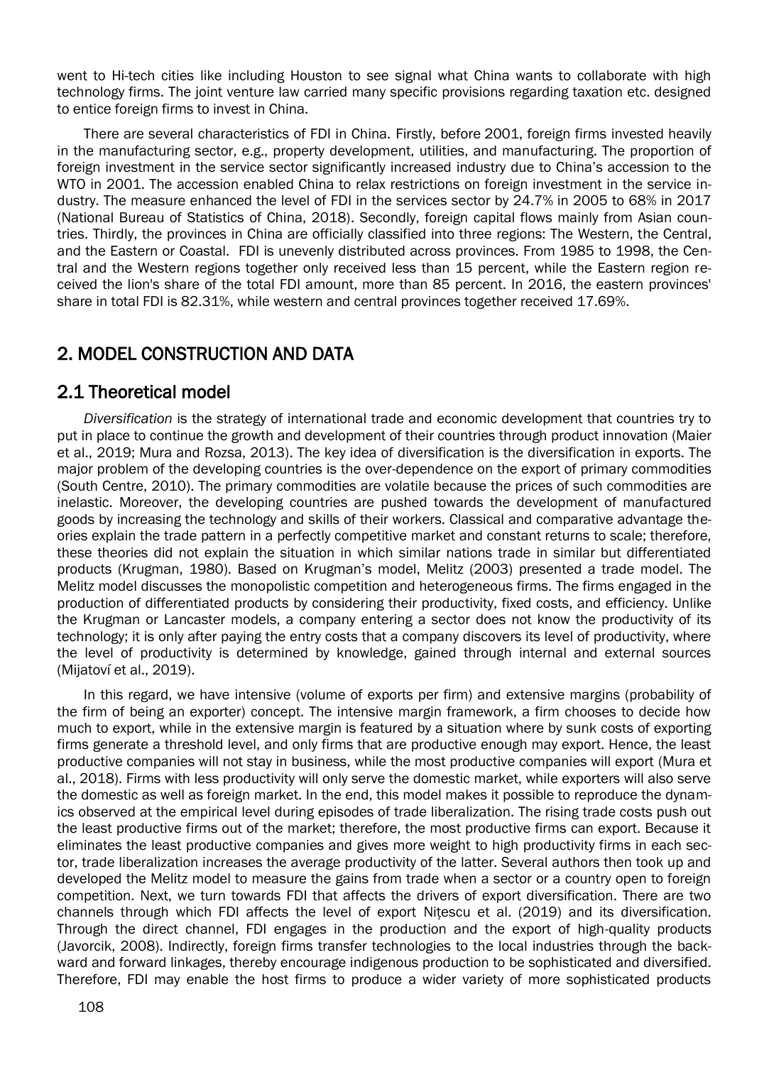went to Hi-tech cities like including Houston to see signal what China wants to collaborate with high technology firms. The joint venture law carried many specific provisions regarding taxation etc. designed to entice foreign firms to invest in China.

There are several characteristics of FDI in China. Firstly, before 2001, foreign firms invested heavily in the manufacturing sector, e.g., property development, utilities, and manufacturing. The proportion of foreign investment in the service sector significantly increased industry due to China's accession to the WTO in 2001. The accession enabled China to relax restrictions on foreign investment in the service industry. The measure enhanced the level of FDI in the services sector by 24.7% in 2005 to 68% in 2017 (National Bureau of Statistics of China, 2018). Secondly, foreign capital flows mainly from Asian countries. Thirdly, the provinces in China are officially classified into three regions: The Western, the Central, and the Eastern or Coastal. FDI is unevenly distributed across provinces. From 1985 to 1998, the Central and the Western regions together only received less than 15 percent, while the Eastern region received the lion's share of the total FDI amount, more than 85 percent. In 2016, the eastern provinces' share in total FDI is 82.31%, while western and central provinces together received 17.69%.

## 2. MODEL CONSTRUCTION AND DATA

### 2.1 Theoretical model

*Diversification* is the strategy of international trade and economic development that countries try to put in place to continue the growth and development of their countries through product innovation (Maier et al., 2019; Mura and Rozsa, 2013). The key idea of diversification is the diversification in exports. The major problem of the developing countries is the over-dependence on the export of primary commodities (South Centre, 2010). The primary commodities are volatile because the prices of such commodities are inelastic. Moreover, the developing countries are pushed towards the development of manufactured goods by increasing the technology and skills of their workers. Classical and comparative advantage theories explain the trade pattern in a perfectly competitive market and constant returns to scale; therefore, these theories did not explain the situation in which similar nations trade in similar but differentiated products (Krugman, 1980). Based on Krugman's model, Melitz (2003) presented a trade model. The Melitz model discusses the monopolistic competition and heterogeneous firms. The firms engaged in the production of differentiated products by considering their productivity, fixed costs, and efficiency. Unlike the Krugman or Lancaster models, a company entering a sector does not know the productivity of its technology; it is only after paying the entry costs that a company discovers its level of productivity, where the level of productivity is determined by knowledge, gained through internal and external sources (Mijatoví et al., 2019).

In this regard, we have intensive (volume of exports per firm) and extensive margins (probability of the firm of being an exporter) concept. The intensive margin framework, a firm chooses to decide how much to export, while in the extensive margin is featured by a situation where by sunk costs of exporting firms generate a threshold level, and only firms that are productive enough may export. Hence, the least productive companies will not stay in business, while the most productive companies will export (Mura et al., 2018). Firms with less productivity will only serve the domestic market, while exporters will also serve the domestic as well as foreign market. In the end, this model makes it possible to reproduce the dynamics observed at the empirical level during episodes of trade liberalization. The rising trade costs push out the least productive firms out of the market; therefore, the most productive firms can export. Because it eliminates the least productive companies and gives more weight to high productivity firms in each sector, trade liberalization increases the average productivity of the latter. Several authors then took up and developed the Melitz model to measure the gains from trade when a sector or a country open to foreign competition. Next, we turn towards FDI that affects the drivers of export diversification. There are two channels through which FDI affects the level of export Nițescu et al. (2019) and its diversification. Through the direct channel, FDI engages in the production and the export of high-quality products (Javorcik, 2008). Indirectly, foreign firms transfer technologies to the local industries through the backward and forward linkages, thereby encourage indigenous production to be sophisticated and diversified. Therefore, FDI may enable the host firms to produce a wider variety of more sophisticated products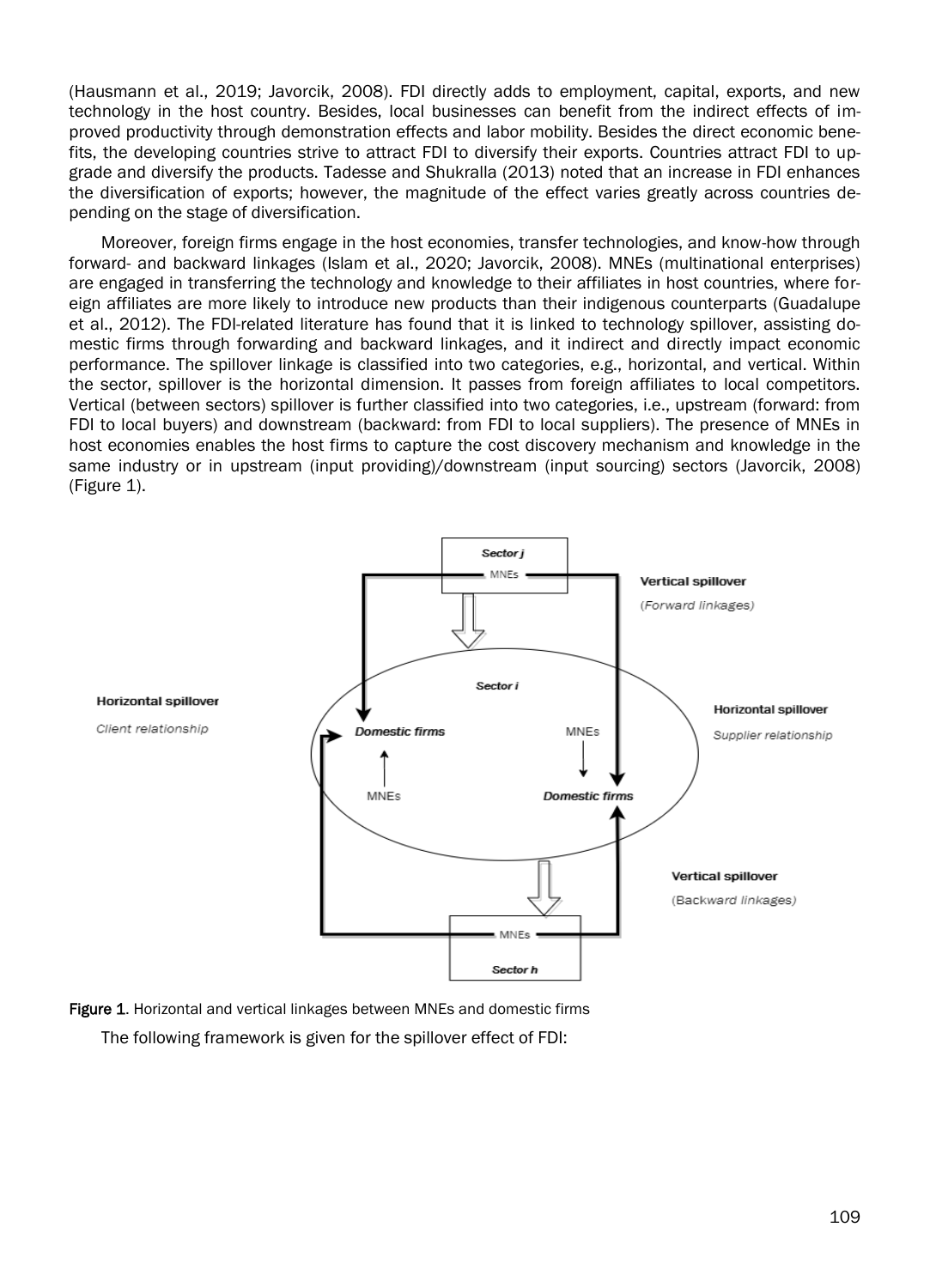(Hausmann et al., 2019; Javorcik, 2008). FDI directly adds to employment, capital, exports, and new technology in the host country. Besides, local businesses can benefit from the indirect effects of improved productivity through demonstration effects and labor mobility. Besides the direct economic benefits, the developing countries strive to attract FDI to diversify their exports. Countries attract FDI to upgrade and diversify the products. Tadesse and Shukralla (2013) noted that an increase in FDI enhances the diversification of exports; however, the magnitude of the effect varies greatly across countries depending on the stage of diversification.

Moreover, foreign firms engage in the host economies, transfer technologies, and know-how through forward- and backward linkages (Islam et al., 2020; Javorcik, 2008). MNEs (multinational enterprises) are engaged in transferring the technology and knowledge to their affiliates in host countries, where foreign affiliates are more likely to introduce new products than their indigenous counterparts (Guadalupe et al., 2012). The FDI-related literature has found that it is linked to technology spillover, assisting domestic firms through forwarding and backward linkages, and it indirect and directly impact economic performance. The spillover linkage is classified into two categories, e.g., horizontal, and vertical. Within the sector, spillover is the horizontal dimension. It passes from foreign affiliates to local competitors. Vertical (between sectors) spillover is further classified into two categories, i.e., upstream (forward: from FDI to local buyers) and downstream (backward: from FDI to local suppliers). The presence of MNEs in host economies enables the host firms to capture the cost discovery mechanism and knowledge in the same industry or in upstream (input providing)/downstream (input sourcing) sectors (Javorcik, 2008) (Figure 1).

**Figure 1**. Horizontal and vertical linkages between MNEs and domestic firms

The following framework is given for the spillover effect of FDI: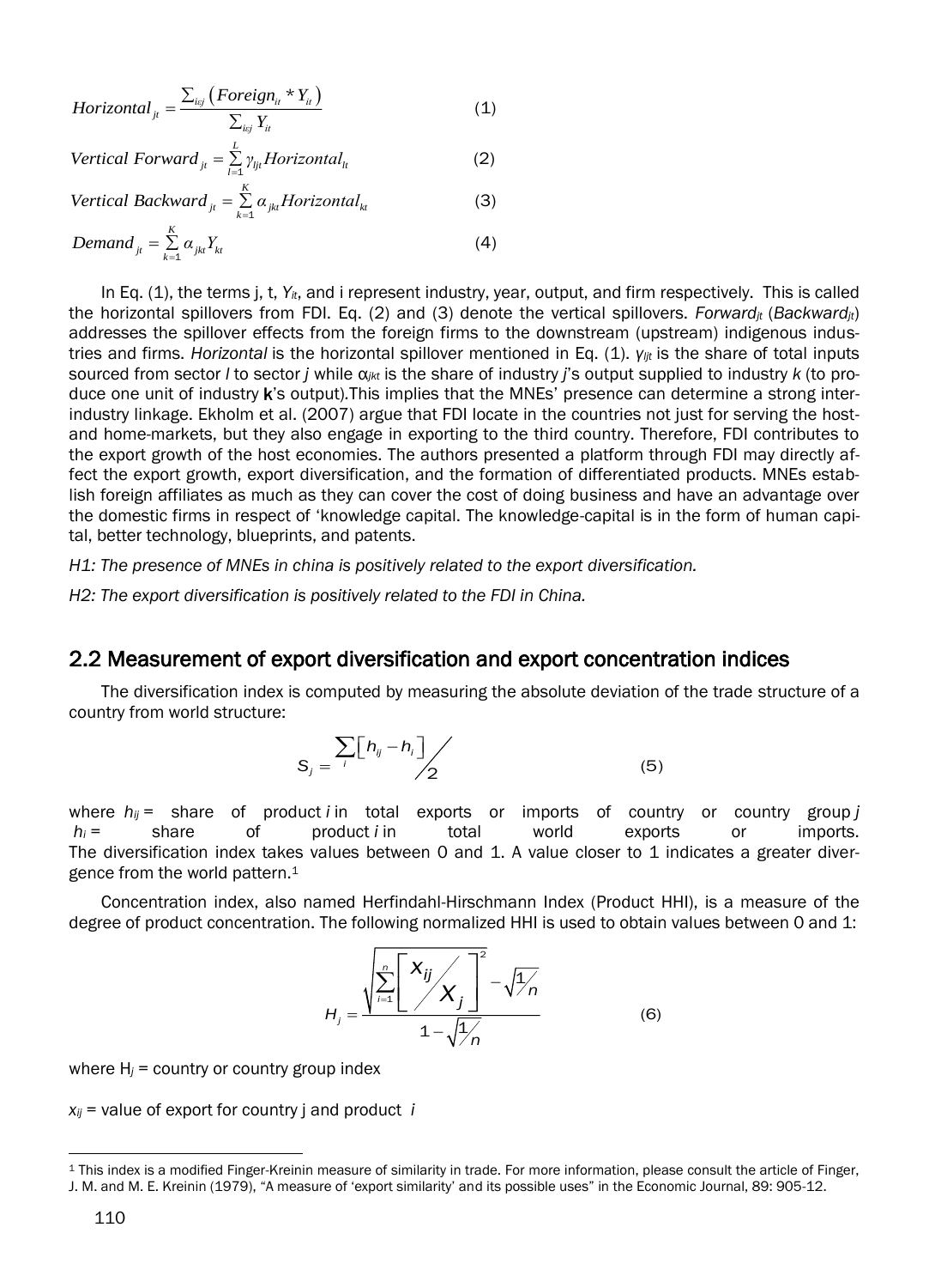$$Horizontal_{jt} = \frac{\sum_{i \in j}\left(Foreign_{it} * Y_{it}\right)}{\sum_{i \in j} Y_{it}} \quad (1)$$

$$Vertical\ Forward_{jt} = \sum_{l=1}^{L} \gamma_{ljt} Horizontal_{lt} \quad (2)$$

$$Vertical\ Backward_{jt} = \sum_{k=1}^{K} \alpha_{jkt} Horizontal_{kt} \quad (3)$$

$$Demand_{jt} = \sum_{k=1}^{K} \alpha_{jkt} Y_{kt} \quad (4)$$

In Eq. (1), the terms j, t, $Y_{it}$, and i represent industry, year, output, and firm respectively. This is called the horizontal spillovers from FDI. Eq. (2) and (3) denote the vertical spillovers. $Forward_{jt}$ ($Backward_{jt}$) addresses the spillover effects from the foreign firms to the downstream (upstream) indigenous industries and firms. *Horizontal* is the horizontal spillover mentioned in Eq. (1). $\gamma_{ljt}$ is the share of total inputs sourced from sector *l* to sector *j* while $\alpha_{jkt}$ is the share of industry *j*'s output supplied to industry *k* (to produce one unit of industry **k**'s output).This implies that the MNEs' presence can determine a strong inter-industry linkage. Ekholm et al. (2007) argue that FDI locate in the countries not just for serving the host- and home-markets, but they also engage in exporting to the third country. Therefore, FDI contributes to the export growth of the host economies. The authors presented a platform through FDI may directly affect the export growth, export diversification, and the formation of differentiated products. MNEs establish foreign affiliates as much as they can cover the cost of doing business and have an advantage over the domestic firms in respect of 'knowledge capital. The knowledge-capital is in the form of human capital, better technology, blueprints, and patents.

*H1: The presence of MNEs in china is positively related to the export diversification.*

*H2: The export diversification is positively related to the FDI in China.*

## 2.2 Measurement of export diversification and export concentration indices

The diversification index is computed by measuring the absolute deviation of the trade structure of a country from world structure:

$$S_j = \frac{\sum_i \left[h_{ij} - h_i\right]}{2} \quad (5)$$

where $h_{ij}$ = share of product *i* in total exports or imports of country or country group *j*
$h_i$ = share of product *i* in total world exports or imports.
The diversification index takes values between 0 and 1. A value closer to 1 indicates a greater divergence from the world pattern.[1]

Concentration index, also named Herfindahl-Hirschmann Index (Product HHI), is a measure of the degree of product concentration. The following normalized HHI is used to obtain values between 0 and 1:

$$H_j = \frac{\sqrt{\sum_{i=1}^{n}\left[\frac{x_{ij}}{X_j}\right]^2} - \sqrt{1/n}}{1 - \sqrt{1/n}} \quad (6)$$

where $H_j$ = country or country group index

$x_{ij}$ = value of export for country j and product *i*

[1] This index is a modified Finger-Kreinin measure of similarity in trade. For more information, please consult the article of Finger, J. M. and M. E. Kreinin (1979), "A measure of 'export similarity' and its possible uses" in the Economic Journal, 89: 905-12.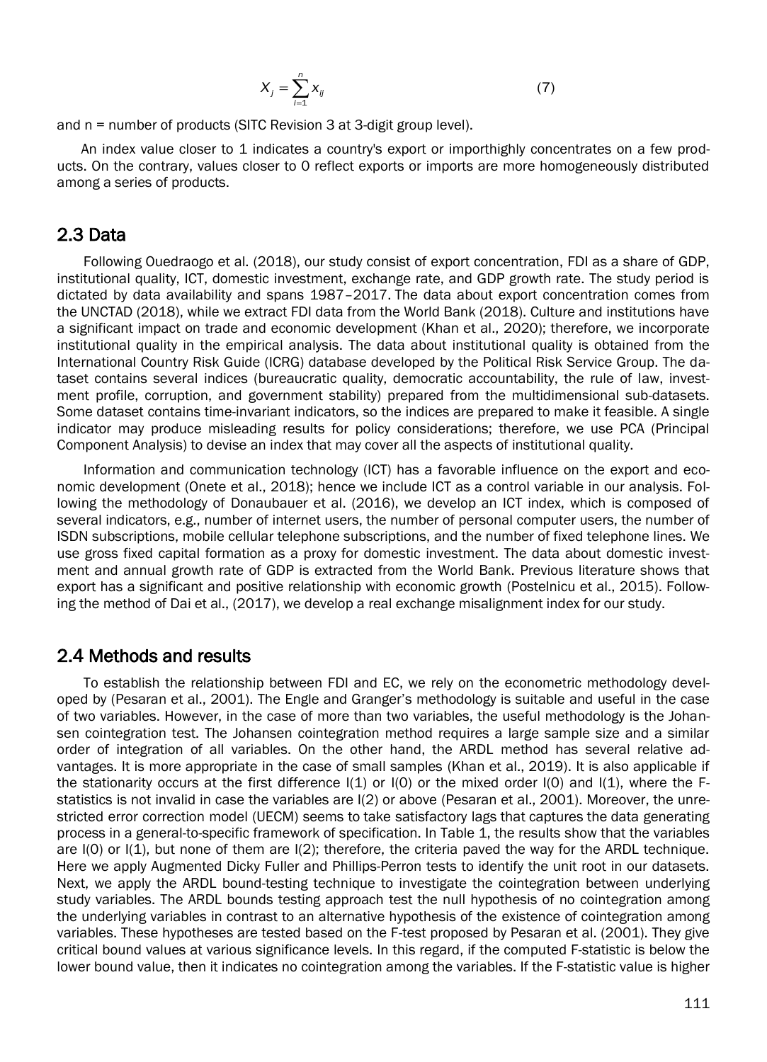$$X_j = \sum_{i=1}^{n} x_{ij} \quad (7)$$

and n = number of products (SITC Revision 3 at 3-digit group level).

An index value closer to 1 indicates a country's export or importhighly concentrates on a few products. On the contrary, values closer to 0 reflect exports or imports are more homogeneously distributed among a series of products.

## 2.3 Data

Following Ouedraogo et al. (2018), our study consist of export concentration, FDI as a share of GDP, institutional quality, ICT, domestic investment, exchange rate, and GDP growth rate. The study period is dictated by data availability and spans 1987–2017. The data about export concentration comes from the UNCTAD (2018), while we extract FDI data from the World Bank (2018). Culture and institutions have a significant impact on trade and economic development (Khan et al., 2020); therefore, we incorporate institutional quality in the empirical analysis. The data about institutional quality is obtained from the International Country Risk Guide (ICRG) database developed by the Political Risk Service Group. The dataset contains several indices (bureaucratic quality, democratic accountability, the rule of law, investment profile, corruption, and government stability) prepared from the multidimensional sub-datasets. Some dataset contains time-invariant indicators, so the indices are prepared to make it feasible. A single indicator may produce misleading results for policy considerations; therefore, we use PCA (Principal Component Analysis) to devise an index that may cover all the aspects of institutional quality.

Information and communication technology (ICT) has a favorable influence on the export and economic development (Onete et al., 2018); hence we include ICT as a control variable in our analysis. Following the methodology of Donaubauer et al. (2016), we develop an ICT index, which is composed of several indicators, e.g., number of internet users, the number of personal computer users, the number of ISDN subscriptions, mobile cellular telephone subscriptions, and the number of fixed telephone lines. We use gross fixed capital formation as a proxy for domestic investment. The data about domestic investment and annual growth rate of GDP is extracted from the World Bank. Previous literature shows that export has a significant and positive relationship with economic growth (Postelnicu et al., 2015). Following the method of Dai et al., (2017), we develop a real exchange misalignment index for our study.

## 2.4 Methods and results

To establish the relationship between FDI and EC, we rely on the econometric methodology developed by (Pesaran et al., 2001). The Engle and Granger's methodology is suitable and useful in the case of two variables. However, in the case of more than two variables, the useful methodology is the Johansen cointegration test. The Johansen cointegration method requires a large sample size and a similar order of integration of all variables. On the other hand, the ARDL method has several relative advantages. It is more appropriate in the case of small samples (Khan et al., 2019). It is also applicable if the stationarity occurs at the first difference I(1) or I(0) or the mixed order I(0) and I(1), where the F-statistics is not invalid in case the variables are I(2) or above (Pesaran et al., 2001). Moreover, the unrestricted error correction model (UECM) seems to take satisfactory lags that captures the data generating process in a general-to-specific framework of specification. In Table 1, the results show that the variables are I(0) or I(1), but none of them are I(2); therefore, the criteria paved the way for the ARDL technique. Here we apply Augmented Dicky Fuller and Phillips-Perron tests to identify the unit root in our datasets. Next, we apply the ARDL bound-testing technique to investigate the cointegration between underlying study variables. The ARDL bounds testing approach test the null hypothesis of no cointegration among the underlying variables in contrast to an alternative hypothesis of the existence of cointegration among variables. These hypotheses are tested based on the F-test proposed by Pesaran et al. (2001). They give critical bound values at various significance levels. In this regard, if the computed F-statistic is below the lower bound value, then it indicates no cointegration among the variables. If the F-statistic value is higher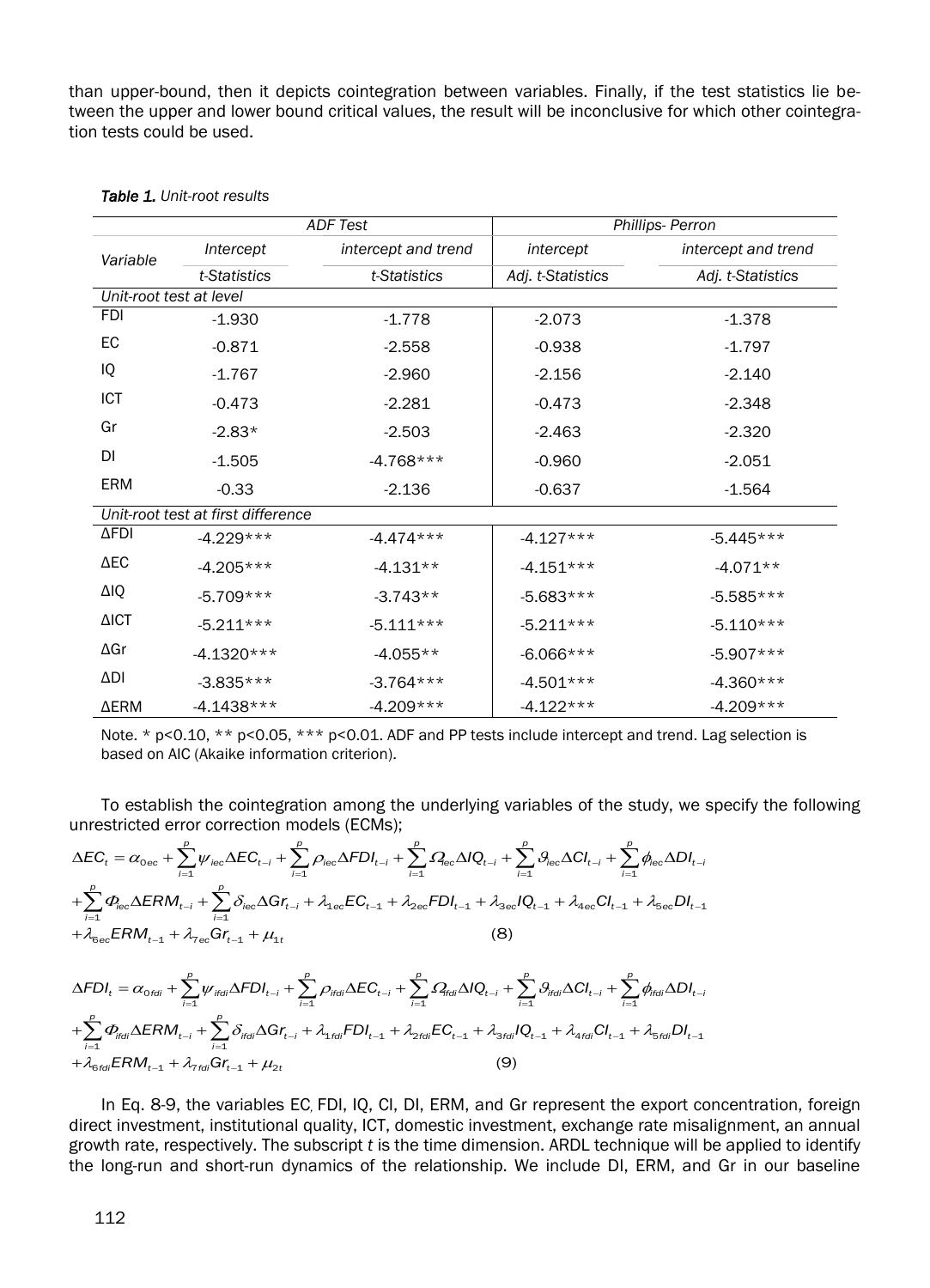than upper-bound, then it depicts cointegration between variables. Finally, if the test statistics lie between the upper and lower bound critical values, the result will be inconclusive for which other cointegration tests could be used.

*Table 1. Unit-root results*

| Variable | ADF Test | | Phillips- Perron | |
|---|---|---|---|---|
| | Intercept | intercept and trend | intercept | intercept and trend |
| | t-Statistics | t-Statistics | Adj. t-Statistics | Adj. t-Statistics |
| *Unit-root test at level* | | | | |
| FDI | -1.930 | -1.778 | -2.073 | -1.378 |
| EC | -0.871 | -2.558 | -0.938 | -1.797 |
| IQ | -1.767 | -2.960 | -2.156 | -2.140 |
| ICT | -0.473 | -2.281 | -0.473 | -2.348 |
| Gr | -2.83* | -2.503 | -2.463 | -2.320 |
| DI | -1.505 | -4.768*** | -0.960 | -2.051 |
| ERM | -0.33 | -2.136 | -0.637 | -1.564 |
| *Unit-root test at first difference* | | | | |
| ΔFDI | -4.229*** | -4.474*** | -4.127*** | -5.445*** |
| ΔEC | -4.205*** | -4.131** | -4.151*** | -4.071** |
| ΔIQ | -5.709*** | -3.743** | -5.683*** | -5.585*** |
| ΔICT | -5.211*** | -5.111*** | -5.211*** | -5.110*** |
| ΔGr | -4.1320*** | -4.055** | -6.066*** | -5.907*** |
| ΔDI | -3.835*** | -3.764*** | -4.501*** | -4.360*** |
| ΔERM | -4.1438*** | -4.209*** | -4.122*** | -4.209*** |

Note. * p<0.10, ** p<0.05, *** p<0.01. ADF and PP tests include intercept and trend. Lag selection is based on AIC (Akaike information criterion).

To establish the cointegration among the underlying variables of the study, we specify the following unrestricted error correction models (ECMs);

$$\Delta EC_t = \alpha_{0ec} + \sum_{i=1}^{p} \psi_{iec}\Delta EC_{t-i} + \sum_{i=1}^{p} \rho_{iec}\Delta FDI_{t-i} + \sum_{i=1}^{p} \Omega_{iec}\Delta IQ_{t-i} + \sum_{i=1}^{p} \vartheta_{iec}\Delta CI_{t-i} + \sum_{i=1}^{p} \phi_{iec}\Delta DI_{t-i}$$
$$+\sum_{i=1}^{p} \Phi_{iec}\Delta ERM_{t-i} + \sum_{i=1}^{p} \delta_{iec}\Delta Gr_{t-i} + \lambda_{1ec}EC_{t-1} + \lambda_{2ec}FDI_{t-1} + \lambda_{3ec}IQ_{t-1} + \lambda_{4ec}CI_{t-1} + \lambda_{5ec}DI_{t-1}$$
$$+\lambda_{6ec}ERM_{t-1} + \lambda_{7ec}Gr_{t-1} + \mu_{1t} \quad (8)$$

$$\Delta FDI_t = \alpha_{0fdi} + \sum_{i=1}^{p} \psi_{ifdi}\Delta FDI_{t-i} + \sum_{i=1}^{p} \rho_{ifdi}\Delta EC_{t-i} + \sum_{i=1}^{p} \Omega_{ifdi}\Delta IQ_{t-i} + \sum_{i=1}^{p} \vartheta_{ifdi}\Delta CI_{t-i} + \sum_{i=1}^{p} \phi_{ifdi}\Delta DI_{t-i}$$
$$+\sum_{i=1}^{p} \Phi_{ifdi}\Delta ERM_{t-i} + \sum_{i=1}^{p} \delta_{ifdi}\Delta Gr_{t-i} + \lambda_{1fdi}FDI_{t-1} + \lambda_{2fdi}EC_{t-1} + \lambda_{3fdi}IQ_{t-1} + \lambda_{4fdi}CI_{t-1} + \lambda_{5fdi}DI_{t-1}$$
$$+\lambda_{6fdi}ERM_{t-1} + \lambda_{7fdi}Gr_{t-1} + \mu_{2t} \quad (9)$$

In Eq. 8-9, the variables EC, FDI, IQ, CI, DI, ERM, and Gr represent the export concentration, foreign direct investment, institutional quality, ICT, domestic investment, exchange rate misalignment, an annual growth rate, respectively. The subscript *t* is the time dimension. ARDL technique will be applied to identify the long-run and short-run dynamics of the relationship. We include DI, ERM, and Gr in our baseline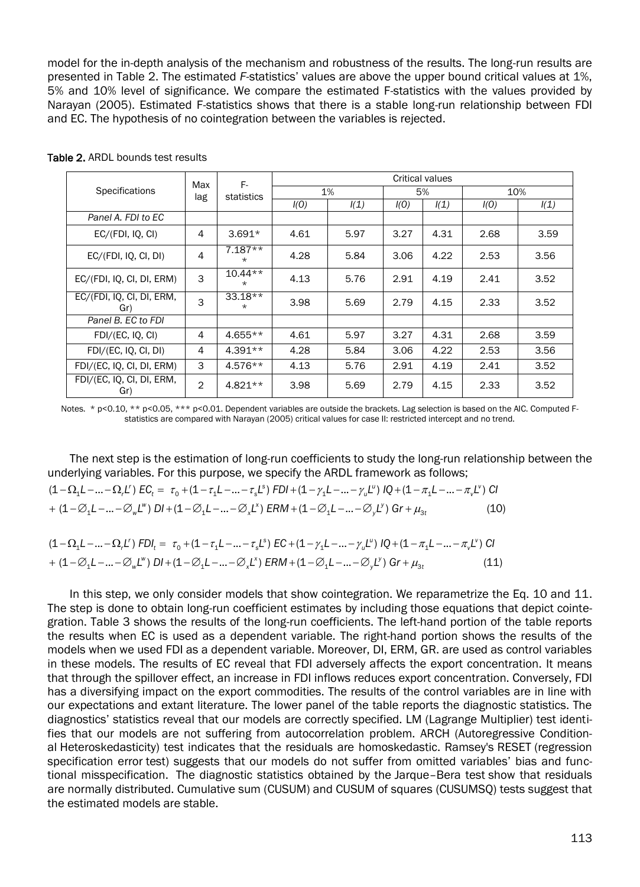model for the in-depth analysis of the mechanism and robustness of the results. The long-run results are presented in Table 2. The estimated *F*-statistics' values are above the upper bound critical values at 1%, 5% and 10% level of significance. We compare the estimated F-statistics with the values provided by Narayan (2005). Estimated F-statistics shows that there is a stable long-run relationship between FDI and EC. The hypothesis of no cointegration between the variables is rejected.

**Table 2.** ARDL bounds test results

| Specifications | Max lag | F-statistics | Critical values | | | | | |
|---|---|---|---|---|---|---|---|---|
| | | | 1% | | 5% | | 10% | |
| | | | *I(0)* | *I(1)* | *I(0)* | *I(1)* | *I(0)* | *I(1)* |
| *Panel A. FDI to EC* | | | | | | | | |
| EC/(FDI, IQ, CI) | 4 | 3.691* | 4.61 | 5.97 | 3.27 | 4.31 | 2.68 | 3.59 |
| EC/(FDI, IQ, CI, DI) | 4 | 7.187*** | 4.28 | 5.84 | 3.06 | 4.22 | 2.53 | 3.56 |
| EC/(FDI, IQ, CI, DI, ERM) | 3 | 10.44*** | 4.13 | 5.76 | 2.91 | 4.19 | 2.41 | 3.52 |
| EC/(FDI, IQ, CI, DI, ERM, Gr) | 3 | 33.18*** | 3.98 | 5.69 | 2.79 | 4.15 | 2.33 | 3.52 |
| *Panel B. EC to FDI* | | | | | | | | |
| FDI/(EC, IQ, CI) | 4 | 4.655** | 4.61 | 5.97 | 3.27 | 4.31 | 2.68 | 3.59 |
| FDI/(EC, IQ, CI, DI) | 4 | 4.391** | 4.28 | 5.84 | 3.06 | 4.22 | 2.53 | 3.56 |
| FDI/(EC, IQ, CI, DI, ERM) | 3 | 4.576** | 4.13 | 5.76 | 2.91 | 4.19 | 2.41 | 3.52 |
| FDI/(EC, IQ, CI, DI, ERM, Gr) | 2 | 4.821** | 3.98 | 5.69 | 2.79 | 4.15 | 2.33 | 3.52 |

Notes. * p<0.10, ** p<0.05, *** p<0.01. Dependent variables are outside the brackets. Lag selection is based on the AIC. Computed F-statistics are compared with Narayan (2005) critical values for case II: restricted intercept and no trend.

The next step is the estimation of long-run coefficients to study the long-run relationship between the underlying variables. For this purpose, we specify the ARDL framework as follows;

$$(1-\Omega_1 L-\ldots-\Omega_r L^r)\, EC_t = \tau_0 + (1-\tau_1 L-\ldots-\tau_s L^s)\, FDI + (1-\gamma_1 L-\ldots-\gamma_u L^u)\, IQ + (1-\pi_1 L-\ldots-\pi_v L^v)\, CI$$
$$+ (1-\varnothing_1 L-\ldots-\varnothing_w L^w)\, DI + (1-\varnothing_1 L-\ldots-\varnothing_x L^x)\, ERM + (1-\varnothing_1 L-\ldots-\varnothing_y L^y)\, Gr + \mu_{3t} \quad (10)$$

$$(1-\Omega_1 L-\ldots-\Omega_r L^r)\, FDI_t = \tau_0 + (1-\tau_1 L-\ldots-\tau_s L^s)\, EC + (1-\gamma_1 L-\ldots-\gamma_u L^u)\, IQ + (1-\pi_1 L-\ldots-\pi_v L^v)\, CI$$
$$+ (1-\varnothing_1 L-\ldots-\varnothing_w L^w)\, DI + (1-\varnothing_1 L-\ldots-\varnothing_x L^x)\, ERM + (1-\varnothing_1 L-\ldots-\varnothing_y L^y)\, Gr + \mu_{3t} \quad (11)$$

In this step, we only consider models that show cointegration. We reparametrize the Eq. 10 and 11. The step is done to obtain long-run coefficient estimates by including those equations that depict cointegration. Table 3 shows the results of the long-run coefficients. The left-hand portion of the table reports the results when EC is used as a dependent variable. The right-hand portion shows the results of the models when we used FDI as a dependent variable. Moreover, DI, ERM, GR. are used as control variables in these models. The results of EC reveal that FDI adversely affects the export concentration. It means that through the spillover effect, an increase in FDI inflows reduces export concentration. Conversely, FDI has a diversifying impact on the export commodities. The results of the control variables are in line with our expectations and extant literature. The lower panel of the table reports the diagnostic statistics. The diagnostics' statistics reveal that our models are correctly specified. LM (Lagrange Multiplier) test identifies that our models are not suffering from autocorrelation problem. ARCH (Autoregressive Conditional Heteroskedasticity) test indicates that the residuals are homoskedastic. Ramsey's RESET (regression specification error test) suggests that our models do not suffer from omitted variables' bias and functional misspecification. The diagnostic statistics obtained by the Jarque–Bera test show that residuals are normally distributed. Cumulative sum (CUSUM) and CUSUM of squares (CUSUMSQ) tests suggest that the estimated models are stable.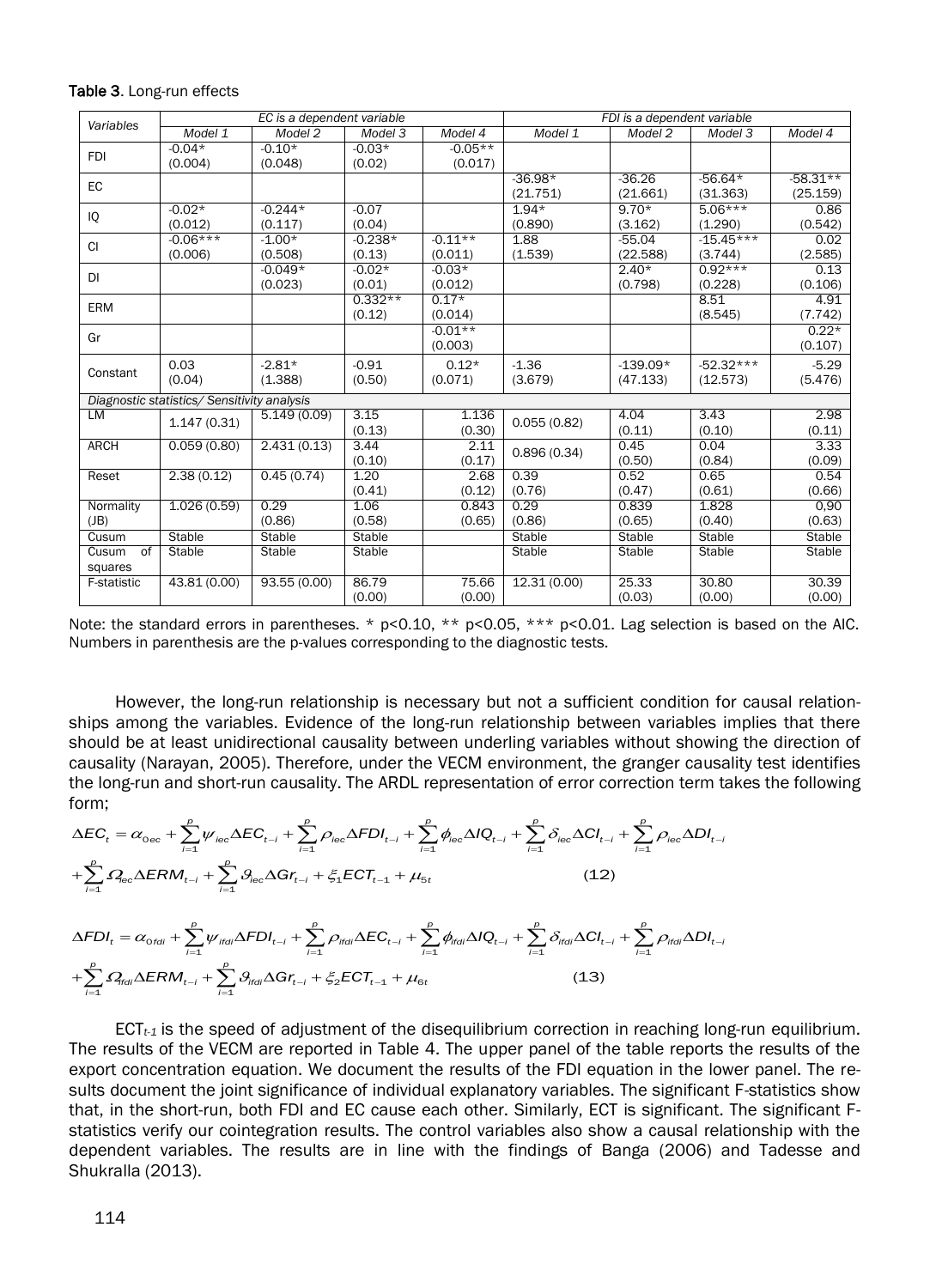**Table 3**. Long-run effects

| Variables | EC is a dependent variable | | | | FDI is a dependent variable | | | |
|---|---|---|---|---|---|---|---|---|
| | Model 1 | Model 2 | Model 3 | Model 4 | Model 1 | Model 2 | Model 3 | Model 4 |
| FDI | -0.04* (0.004) | -0.10* (0.048) | -0.03* (0.02) | -0.05** (0.017) | | | | |
| EC | | | | | -36.98* (21.751) | -36.26 (21.661) | -56.64* (31.363) | -58.31** (25.159) |
| IQ | -0.02* (0.012) | -0.244* (0.117) | -0.07 (0.04) | | 1.94* (0.890) | 9.70* (3.162) | 5.06*** (1.290) | 0.86 (0.542) |
| CI | -0.06*** (0.006) | -1.00* (0.508) | -0.238* (0.13) | -0.11** (0.011) | 1.88 (1.539) | -55.04 (22.588) | -15.45*** (3.744) | 0.02 (2.585) |
| DI | | -0.049* (0.023) | -0.02* (0.01) | -0.03* (0.012) | | 2.40* (0.798) | 0.92*** (0.228) | 0.13 (0.106) |
| ERM | | | 0.332** (0.12) | 0.17* (0.014) | | | 8.51 (8.545) | 4.91 (7.742) |
| Gr | | | | -0.01** (0.003) | | | | 0.22* (0.107) |
| Constant | 0.03 (0.04) | -2.81* (1.388) | -0.91 (0.50) | 0.12* (0.071) | -1.36 (3.679) | -139.09* (47.133) | -52.32*** (12.573) | -5.29 (5.476) |
| *Diagnostic statistics/ Sensitivity analysis* | | | | | | | | |
| LM | 1.147 (0.31) | 5.149 (0.09) | 3.15 (0.13) | 1.136 (0.30) | 0.055 (0.82) | 4.04 (0.11) | 3.43 (0.10) | 2.98 (0.11) |
| ARCH | 0.059 (0.80) | 2.431 (0.13) | 3.44 (0.10) | 2.11 (0.17) | 0.896 (0.34) | 0.45 (0.50) | 0.04 (0.84) | 3.33 (0.09) |
| Reset | 2.38 (0.12) | 0.45 (0.74) | 1.20 (0.41) | 2.68 (0.12) | 0.39 (0.76) | 0.52 (0.47) | 0.65 (0.61) | 0.54 (0.66) |
| Normality (JB) | 1.026 (0.59) | 0.29 (0.86) | 1.06 (0.58) | 0.843 (0.65) | 0.29 (0.86) | 0.839 (0.65) | 1.828 (0.40) | 0,90 (0.63) |
| Cusum | Stable | Stable | Stable | | Stable | Stable | Stable | Stable |
| Cusum of squares | Stable | Stable | Stable | | Stable | Stable | Stable | Stable |
| F-statistic | 43.81 (0.00) | 93.55 (0.00) | 86.79 (0.00) | 75.66 (0.00) | 12.31 (0.00) | 25.33 (0.03) | 30.80 (0.00) | 30.39 (0.00) |

Note: the standard errors in parentheses. * p<0.10, ** p<0.05, *** p<0.01. Lag selection is based on the AIC. Numbers in parenthesis are the p-values corresponding to the diagnostic tests.

However, the long-run relationship is necessary but not a sufficient condition for causal relationships among the variables. Evidence of the long-run relationship between variables implies that there should be at least unidirectional causality between underling variables without showing the direction of causality (Narayan, 2005). Therefore, under the VECM environment, the granger causality test identifies the long-run and short-run causality. The ARDL representation of error correction term takes the following form;

$$\Delta EC_t = \alpha_{0ec} + \sum_{i=1}^{p} \psi_{iec} \Delta EC_{t-i} + \sum_{i=1}^{p} \rho_{iec} \Delta FDI_{t-i} + \sum_{i=1}^{p} \phi_{iec} \Delta IQ_{t-i} + \sum_{i=1}^{p} \delta_{iec} \Delta CI_{t-i} + \sum_{i=1}^{p} \rho_{iec} \Delta DI_{t-i}$$
$$+ \sum_{i=1}^{p} \Omega_{iec} \Delta ERM_{t-i} + \sum_{i=1}^{p} \vartheta_{iec} \Delta Gr_{t-i} + \xi_1 ECT_{t-1} + \mu_{5t} \quad (12)$$

$$\Delta FDI_t = \alpha_{0fdi} + \sum_{i=1}^{p} \psi_{ifdi} \Delta FDI_{t-i} + \sum_{i=1}^{p} \rho_{ifdi} \Delta EC_{t-i} + \sum_{i=1}^{p} \phi_{ifdi} \Delta IQ_{t-i} + \sum_{i=1}^{p} \delta_{ifdi} \Delta CI_{t-i} + \sum_{i=1}^{p} \rho_{ifdi} \Delta DI_{t-i}$$
$$+ \sum_{i=1}^{p} \Omega_{ifdi} \Delta ERM_{t-i} + \sum_{i=1}^{p} \vartheta_{ifdi} \Delta Gr_{t-i} + \xi_2 ECT_{t-1} + \mu_{6t} \quad (13)$$

$ECT_{t-1}$ is the speed of adjustment of the disequilibrium correction in reaching long-run equilibrium. The results of the VECM are reported in Table 4. The upper panel of the table reports the results of the export concentration equation. We document the results of the FDI equation in the lower panel. The results document the joint significance of individual explanatory variables. The significant F-statistics show that, in the short-run, both FDI and EC cause each other. Similarly, ECT is significant. The significant F-statistics verify our cointegration results. The control variables also show a causal relationship with the dependent variables. The results are in line with the findings of Banga (2006) and Tadesse and Shukralla (2013).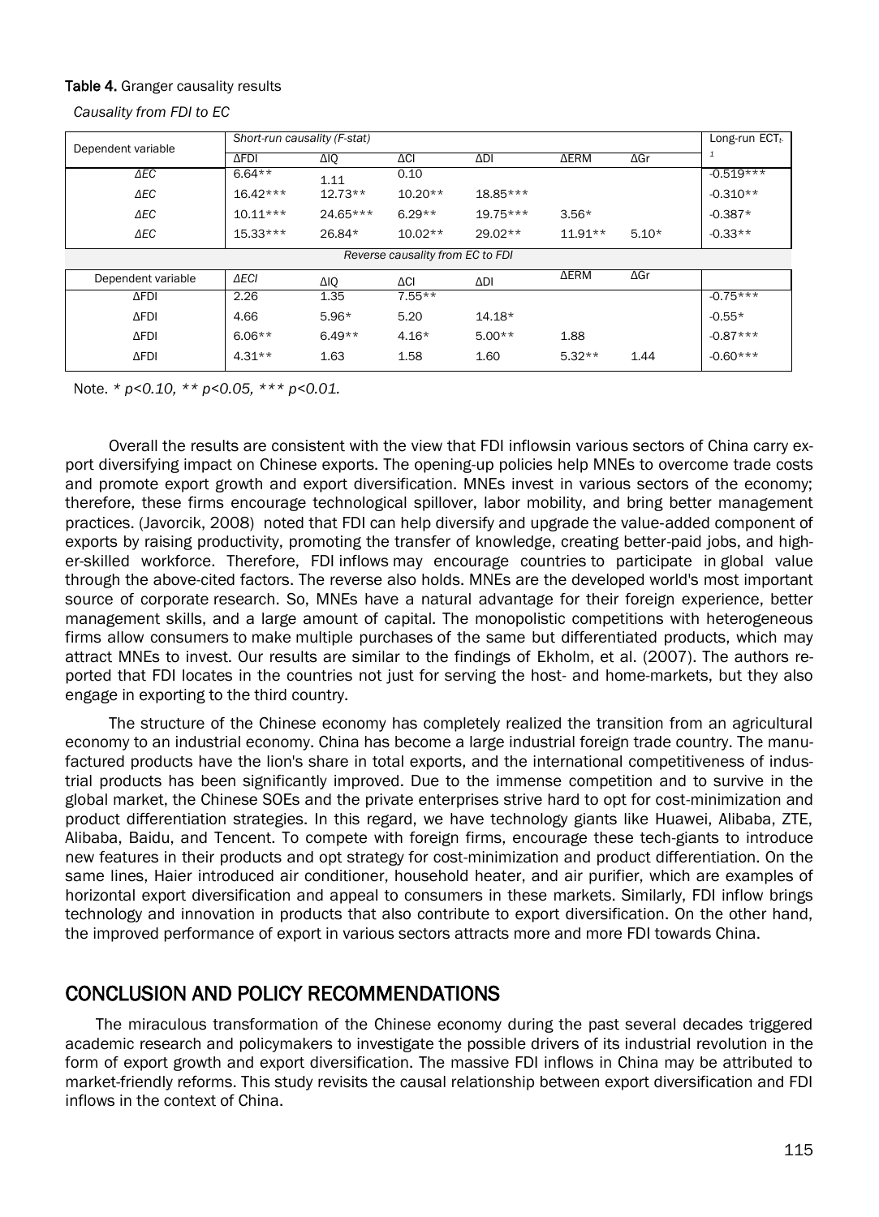**Table 4.** Granger causality results

*Causality from FDI to EC*

| Dependent variable | *Short-run causality (F-stat)* | | | | | | Long-run $ECT_{t-1}$ |
|---|---|---|---|---|---|---|---|
| | ΔFDI | ΔIQ | ΔCI | ΔDI | ΔERM | ΔGr | |
| *ΔEC* | 6.64** | 1.11 | 0.10 | | | | -0.519*** |
| *ΔEC* | 16.42*** | 12.73** | 10.20** | 18.85*** | | | -0.310** |
| *ΔEC* | 10.11*** | 24.65*** | 6.29** | 19.75*** | 3.56* | | -0.387* |
| *ΔEC* | 15.33*** | 26.84* | 10.02** | 29.02** | 11.91** | 5.10* | -0.33** |
| | | | *Reverse causality from EC to FDI* | | | | |
| Dependent variable | *ΔECI* | ΔIQ | ΔCI | ΔDI | ΔERM | ΔGr | |
| ΔFDI | 2.26 | 1.35 | 7.55** | | | | -0.75*** |
| ΔFDI | 4.66 | 5.96* | 5.20 | 14.18* | | | -0.55* |
| ΔFDI | 6.06** | 6.49** | 4.16* | 5.00** | 1.88 | | -0.87*** |
| ΔFDI | 4.31** | 1.63 | 1.58 | 1.60 | 5.32** | 1.44 | -0.60*** |

Note. * $p<0.10$, ** $p<0.05$, *** $p<0.01$.

Overall the results are consistent with the view that FDI inflowsin various sectors of China carry export diversifying impact on Chinese exports. The opening-up policies help MNEs to overcome trade costs and promote export growth and export diversification. MNEs invest in various sectors of the economy; therefore, these firms encourage technological spillover, labor mobility, and bring better management practices. (Javorcik, 2008) noted that FDI can help diversify and upgrade the value-added component of exports by raising productivity, promoting the transfer of knowledge, creating better-paid jobs, and higher-skilled workforce. Therefore, FDI inflows may encourage countries to participate in global value through the above-cited factors. The reverse also holds. MNEs are the developed world's most important source of corporate research. So, MNEs have a natural advantage for their foreign experience, better management skills, and a large amount of capital. The monopolistic competitions with heterogeneous firms allow consumers to make multiple purchases of the same but differentiated products, which may attract MNEs to invest. Our results are similar to the findings of Ekholm, et al. (2007). The authors reported that FDI locates in the countries not just for serving the host- and home-markets, but they also engage in exporting to the third country.

The structure of the Chinese economy has completely realized the transition from an agricultural economy to an industrial economy. China has become a large industrial foreign trade country. The manufactured products have the lion's share in total exports, and the international competitiveness of industrial products has been significantly improved. Due to the immense competition and to survive in the global market, the Chinese SOEs and the private enterprises strive hard to opt for cost-minimization and product differentiation strategies. In this regard, we have technology giants like Huawei, Alibaba, ZTE, Alibaba, Baidu, and Tencent. To compete with foreign firms, encourage these tech-giants to introduce new features in their products and opt strategy for cost-minimization and product differentiation. On the same lines, Haier introduced air conditioner, household heater, and air purifier, which are examples of horizontal export diversification and appeal to consumers in these markets. Similarly, FDI inflow brings technology and innovation in products that also contribute to export diversification. On the other hand, the improved performance of export in various sectors attracts more and more FDI towards China.

## CONCLUSION AND POLICY RECOMMENDATIONS

The miraculous transformation of the Chinese economy during the past several decades triggered academic research and policymakers to investigate the possible drivers of its industrial revolution in the form of export growth and export diversification. The massive FDI inflows in China may be attributed to market-friendly reforms. This study revisits the causal relationship between export diversification and FDI inflows in the context of China.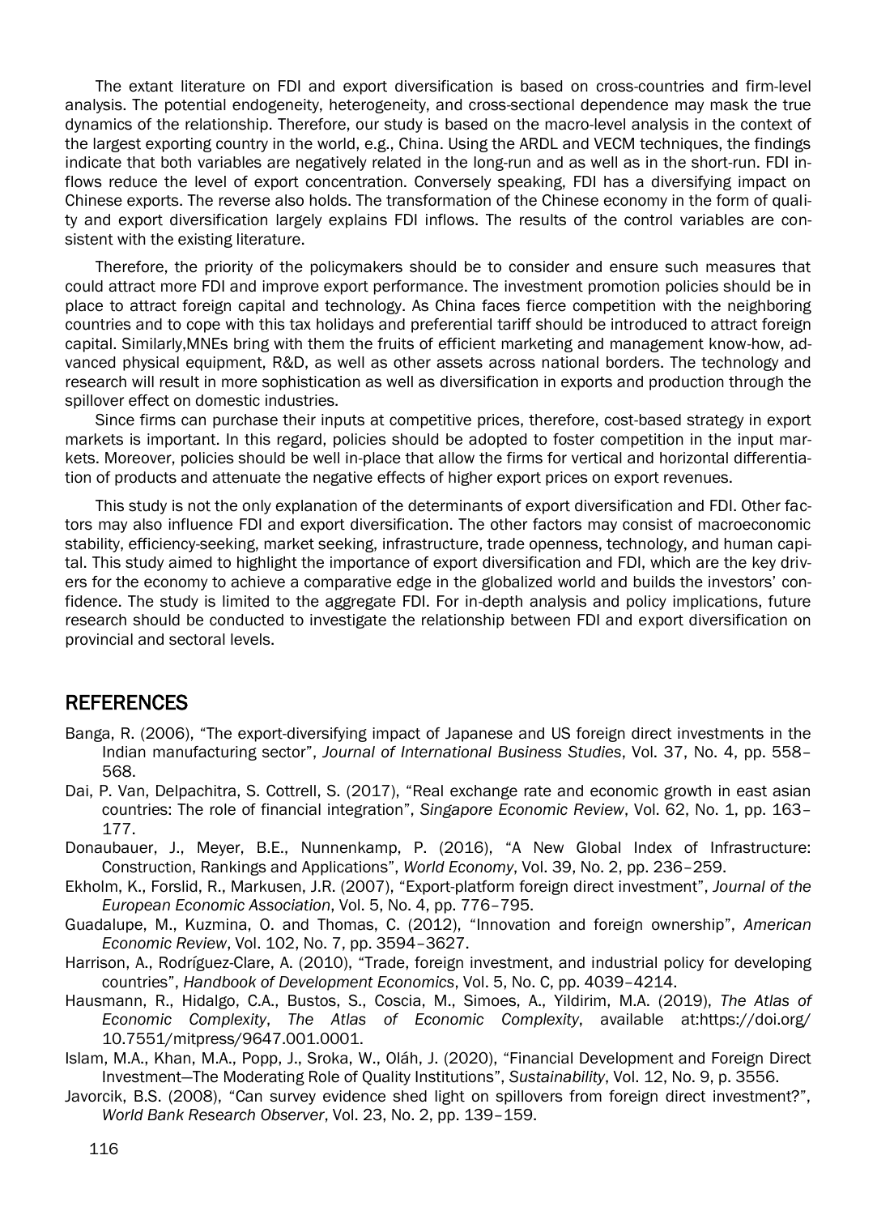The extant literature on FDI and export diversification is based on cross-countries and firm-level analysis. The potential endogeneity, heterogeneity, and cross-sectional dependence may mask the true dynamics of the relationship. Therefore, our study is based on the macro-level analysis in the context of the largest exporting country in the world, e.g., China. Using the ARDL and VECM techniques, the findings indicate that both variables are negatively related in the long-run and as well as in the short-run. FDI inflows reduce the level of export concentration. Conversely speaking, FDI has a diversifying impact on Chinese exports. The reverse also holds. The transformation of the Chinese economy in the form of quality and export diversification largely explains FDI inflows. The results of the control variables are consistent with the existing literature.

Therefore, the priority of the policymakers should be to consider and ensure such measures that could attract more FDI and improve export performance. The investment promotion policies should be in place to attract foreign capital and technology. As China faces fierce competition with the neighboring countries and to cope with this tax holidays and preferential tariff should be introduced to attract foreign capital. Similarly,MNEs bring with them the fruits of efficient marketing and management know-how, advanced physical equipment, R&D, as well as other assets across national borders. The technology and research will result in more sophistication as well as diversification in exports and production through the spillover effect on domestic industries.

Since firms can purchase their inputs at competitive prices, therefore, cost-based strategy in export markets is important. In this regard, policies should be adopted to foster competition in the input markets. Moreover, policies should be well in-place that allow the firms for vertical and horizontal differentiation of products and attenuate the negative effects of higher export prices on export revenues.

This study is not the only explanation of the determinants of export diversification and FDI. Other factors may also influence FDI and export diversification. The other factors may consist of macroeconomic stability, efficiency-seeking, market seeking, infrastructure, trade openness, technology, and human capital. This study aimed to highlight the importance of export diversification and FDI, which are the key drivers for the economy to achieve a comparative edge in the globalized world and builds the investors' confidence. The study is limited to the aggregate FDI. For in-depth analysis and policy implications, future research should be conducted to investigate the relationship between FDI and export diversification on provincial and sectoral levels.

## REFERENCES

Banga, R. (2006), "The export-diversifying impact of Japanese and US foreign direct investments in the Indian manufacturing sector", *Journal of International Business Studies*, Vol. 37, No. 4, pp. 558–568.

Dai, P. Van, Delpachitra, S. Cottrell, S. (2017), "Real exchange rate and economic growth in east asian countries: The role of financial integration", *Singapore Economic Review*, Vol. 62, No. 1, pp. 163–177.

Donaubauer, J., Meyer, B.E., Nunnenkamp, P. (2016), "A New Global Index of Infrastructure: Construction, Rankings and Applications", *World Economy*, Vol. 39, No. 2, pp. 236–259.

Ekholm, K., Forslid, R., Markusen, J.R. (2007), "Export-platform foreign direct investment", *Journal of the European Economic Association*, Vol. 5, No. 4, pp. 776–795.

Guadalupe, M., Kuzmina, O. and Thomas, C. (2012), "Innovation and foreign ownership", *American Economic Review*, Vol. 102, No. 7, pp. 3594–3627.

Harrison, A., Rodríguez-Clare, A. (2010), "Trade, foreign investment, and industrial policy for developing countries", *Handbook of Development Economics*, Vol. 5, No. C, pp. 4039–4214.

Hausmann, R., Hidalgo, C.A., Bustos, S., Coscia, M., Simoes, A., Yildirim, M.A. (2019), *The Atlas of Economic Complexity*, *The Atlas of Economic Complexity*, available at:https://doi.org/10.7551/mitpress/9647.001.0001.

Islam, M.A., Khan, M.A., Popp, J., Sroka, W., Oláh, J. (2020), "Financial Development and Foreign Direct Investment—The Moderating Role of Quality Institutions", *Sustainability*, Vol. 12, No. 9, p. 3556.

Javorcik, B.S. (2008), "Can survey evidence shed light on spillovers from foreign direct investment?", *World Bank Research Observer*, Vol. 23, No. 2, pp. 139–159.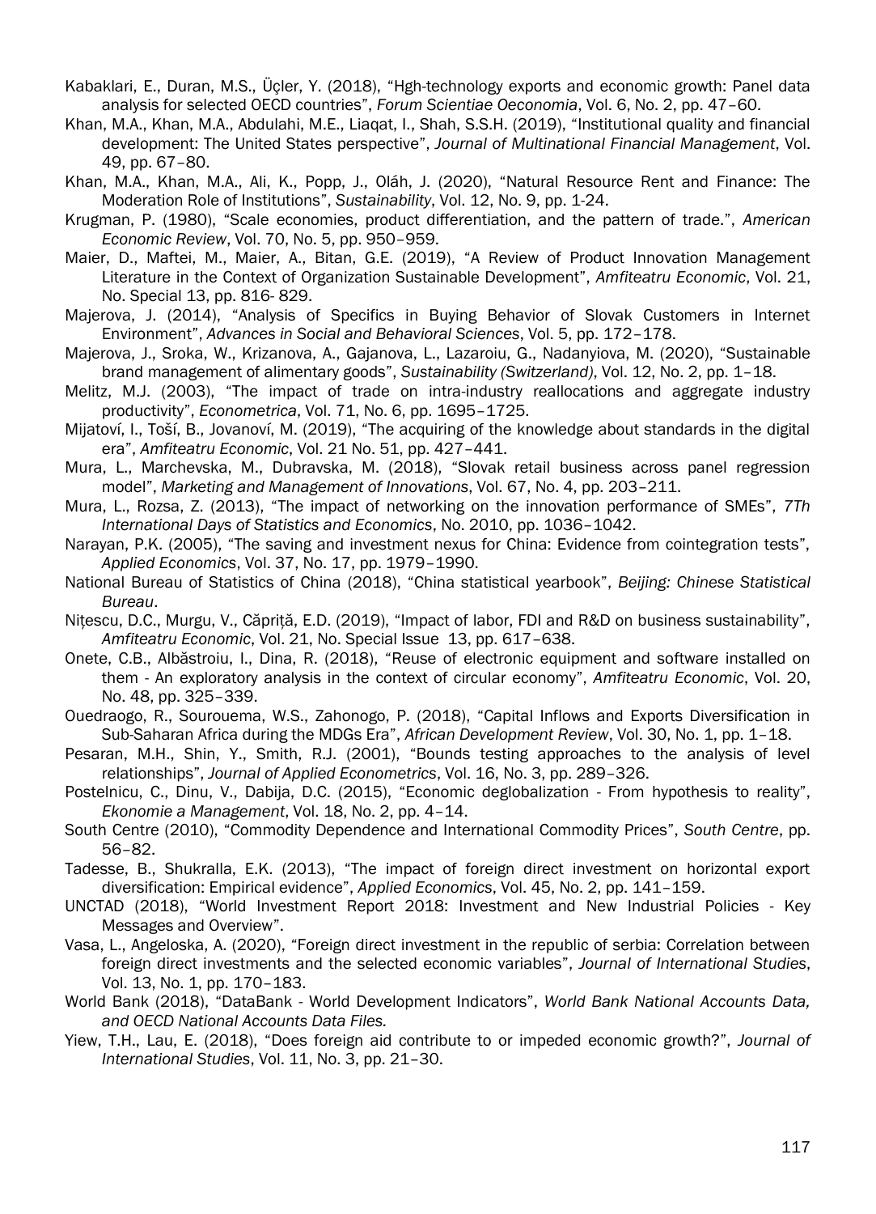Kabaklari, E., Duran, M.S., Üçler, Y. (2018), "Hgh-technology exports and economic growth: Panel data analysis for selected OECD countries", *Forum Scientiae Oeconomia*, Vol. 6, No. 2, pp. 47–60.

Khan, M.A., Khan, M.A., Abdulahi, M.E., Liaqat, I., Shah, S.S.H. (2019), "Institutional quality and financial development: The United States perspective", *Journal of Multinational Financial Management*, Vol. 49, pp. 67–80.

Khan, M.A., Khan, M.A., Ali, K., Popp, J., Oláh, J. (2020), "Natural Resource Rent and Finance: The Moderation Role of Institutions", *Sustainability*, Vol. 12, No. 9, pp. 1-24.

Krugman, P. (1980), "Scale economies, product differentiation, and the pattern of trade.", *American Economic Review*, Vol. 70, No. 5, pp. 950–959.

Maier, D., Maftei, M., Maier, A., Bitan, G.E. (2019), "A Review of Product Innovation Management Literature in the Context of Organization Sustainable Development", *Amfiteatru Economic*, Vol. 21, No. Special 13, pp. 816- 829.

Majerova, J. (2014), "Analysis of Specifics in Buying Behavior of Slovak Customers in Internet Environment", *Advances in Social and Behavioral Sciences*, Vol. 5, pp. 172–178.

Majerova, J., Sroka, W., Krizanova, A., Gajanova, L., Lazaroiu, G., Nadanyiova, M. (2020), "Sustainable brand management of alimentary goods", *Sustainability (Switzerland)*, Vol. 12, No. 2, pp. 1–18.

Melitz, M.J. (2003), "The impact of trade on intra-industry reallocations and aggregate industry productivity", *Econometrica*, Vol. 71, No. 6, pp. 1695–1725.

Mijatoví, I., Toší, B., Jovanoví, M. (2019), "The acquiring of the knowledge about standards in the digital era", *Amfiteatru Economic*, Vol. 21 No. 51, pp. 427–441.

Mura, L., Marchevska, M., Dubravska, M. (2018), "Slovak retail business across panel regression model", *Marketing and Management of Innovations*, Vol. 67, No. 4, pp. 203–211.

Mura, L., Rozsa, Z. (2013), "The impact of networking on the innovation performance of SMEs", *7Th International Days of Statistics and Economics*, No. 2010, pp. 1036–1042.

Narayan, P.K. (2005), "The saving and investment nexus for China: Evidence from cointegration tests", *Applied Economics*, Vol. 37, No. 17, pp. 1979–1990.

National Bureau of Statistics of China (2018), "China statistical yearbook", *Beijing: Chinese Statistical Bureau*.

Nițescu, D.C., Murgu, V., Căpriță, E.D. (2019), "Impact of labor, FDI and R&D on business sustainability", *Amfiteatru Economic*, Vol. 21, No. Special Issue 13, pp. 617–638.

Onete, C.B., Albăstroiu, I., Dina, R. (2018), "Reuse of electronic equipment and software installed on them - An exploratory analysis in the context of circular economy", *Amfiteatru Economic*, Vol. 20, No. 48, pp. 325–339.

Ouedraogo, R., Sourouema, W.S., Zahonogo, P. (2018), "Capital Inflows and Exports Diversification in Sub-Saharan Africa during the MDGs Era", *African Development Review*, Vol. 30, No. 1, pp. 1–18.

Pesaran, M.H., Shin, Y., Smith, R.J. (2001), "Bounds testing approaches to the analysis of level relationships", *Journal of Applied Econometrics*, Vol. 16, No. 3, pp. 289–326.

Postelnicu, C., Dinu, V., Dabija, D.C. (2015), "Economic deglobalization - From hypothesis to reality", *Ekonomie a Management*, Vol. 18, No. 2, pp. 4–14.

South Centre (2010), "Commodity Dependence and International Commodity Prices", *South Centre*, pp. 56–82.

Tadesse, B., Shukralla, E.K. (2013), "The impact of foreign direct investment on horizontal export diversification: Empirical evidence", *Applied Economics*, Vol. 45, No. 2, pp. 141–159.

UNCTAD (2018), "World Investment Report 2018: Investment and New Industrial Policies - Key Messages and Overview".

Vasa, L., Angeloska, A. (2020), "Foreign direct investment in the republic of serbia: Correlation between foreign direct investments and the selected economic variables", *Journal of International Studies*, Vol. 13, No. 1, pp. 170–183.

World Bank (2018), "DataBank - World Development Indicators", *World Bank National Accounts Data, and OECD National Accounts Data Files.*

Yiew, T.H., Lau, E. (2018), "Does foreign aid contribute to or impeded economic growth?", *Journal of International Studies*, Vol. 11, No. 3, pp. 21–30.